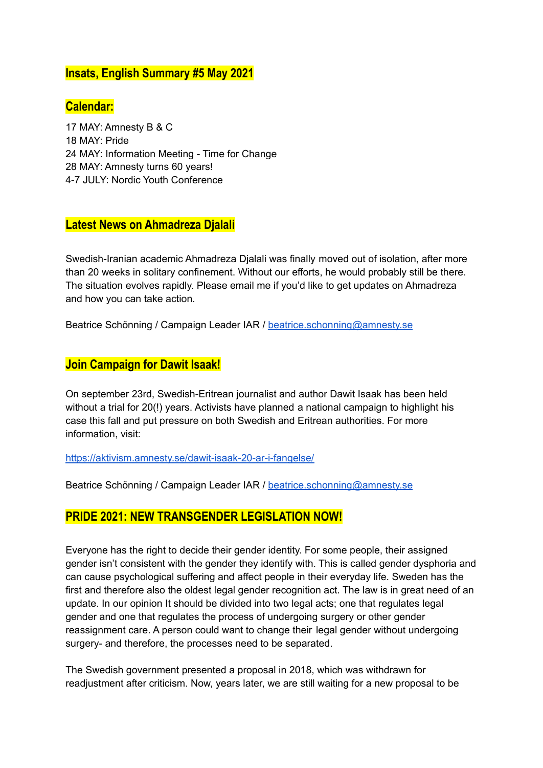## Insats, English Summary #5 May 2021

## Calendar:

17 MAY: Amnesty B & C
18 MAY: Pride
24 MAY: Information Meeting - Time for Change
28 MAY: Amnesty turns 60 years!
4-7 JULY: Nordic Youth Conference

## Latest News on Ahmadreza Djalali

Swedish-Iranian academic Ahmadreza Djalali was finally moved out of isolation, after more than 20 weeks in solitary confinement. Without our efforts, he would probably still be there. The situation evolves rapidly. Please email me if you'd like to get updates on Ahmadreza and how you can take action.

Beatrice Schönning / Campaign Leader IAR / [beatrice.schonning@amnesty.se](mailto:beatrice.schonning@amnesty.se)

## Join Campaign for Dawit Isaak!

On september 23rd, Swedish-Eritrean journalist and author Dawit Isaak has been held without a trial for 20(!) years. Activists have planned a national campaign to highlight his case this fall and put pressure on both Swedish and Eritrean authorities. For more information, visit:

[https://aktivism.amnesty.se/dawit-isaak-20-ar-i-fangelse/](https://aktivism.amnesty.se/dawit-isaak-20-ar-i-fangelse/)

Beatrice Schönning / Campaign Leader IAR / [beatrice.schonning@amnesty.se](mailto:beatrice.schonning@amnesty.se)

## PRIDE 2021: NEW TRANSGENDER LEGISLATION NOW!

Everyone has the right to decide their gender identity. For some people, their assigned gender isn't consistent with the gender they identify with. This is called gender dysphoria and can cause psychological suffering and affect people in their everyday life. Sweden has the first and therefore also the oldest legal gender recognition act. The law is in great need of an update. In our opinion It should be divided into two legal acts; one that regulates legal gender and one that regulates the process of undergoing surgery or other gender reassignment care. A person could want to change their legal gender without undergoing surgery- and therefore, the processes need to be separated.

The Swedish government presented a proposal in 2018, which was withdrawn for readjustment after criticism. Now, years later, we are still waiting for a new proposal to be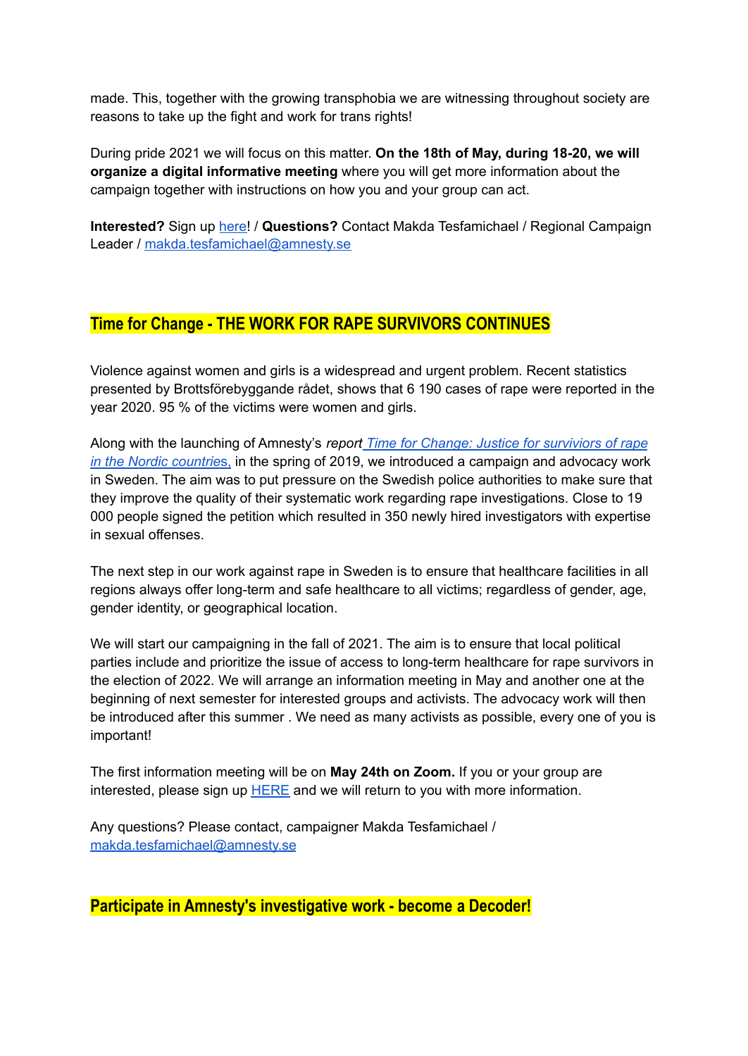made. This, together with the growing transphobia we are witnessing throughout society are reasons to take up the fight and work for trans rights!

During pride 2021 we will focus on this matter. **On the 18th of May, during 18-20, we will organize a digital informative meeting** where you will get more information about the campaign together with instructions on how you and your group can act.

**Interested?** Sign up here! / **Questions?** Contact Makda Tesfamichael / Regional Campaign Leader / makda.tesfamichael@amnesty.se

## Time for Change - THE WORK FOR RAPE SURVIVORS CONTINUES

Violence against women and girls is a widespread and urgent problem. Recent statistics presented by Brottsförebyggande rådet, shows that 6 190 cases of rape were reported in the year 2020. 95 % of the victims were women and girls.

Along with the launching of Amnesty's *report Time for Change: Justice for survivors of rape in the Nordic countries*, in the spring of 2019, we introduced a campaign and advocacy work in Sweden. The aim was to put pressure on the Swedish police authorities to make sure that they improve the quality of their systematic work regarding rape investigations. Close to 19 000 people signed the petition which resulted in 350 newly hired investigators with expertise in sexual offenses.

The next step in our work against rape in Sweden is to ensure that healthcare facilities in all regions always offer long-term and safe healthcare to all victims; regardless of gender, age, gender identity, or geographical location.

We will start our campaigning in the fall of 2021. The aim is to ensure that local political parties include and prioritize the issue of access to long-term healthcare for rape survivors in the election of 2022. We will arrange an information meeting in May and another one at the beginning of next semester for interested groups and activists. The advocacy work will then be introduced after this summer . We need as many activists as possible, every one of you is important!

The first information meeting will be on **May 24th on Zoom.** If you or your group are interested, please sign up HERE and we will return to you with more information.

Any questions? Please contact, campaigner Makda Tesfamichael / makda.tesfamichael@amnesty.se

## Participate in Amnesty's investigative work - become a Decoder!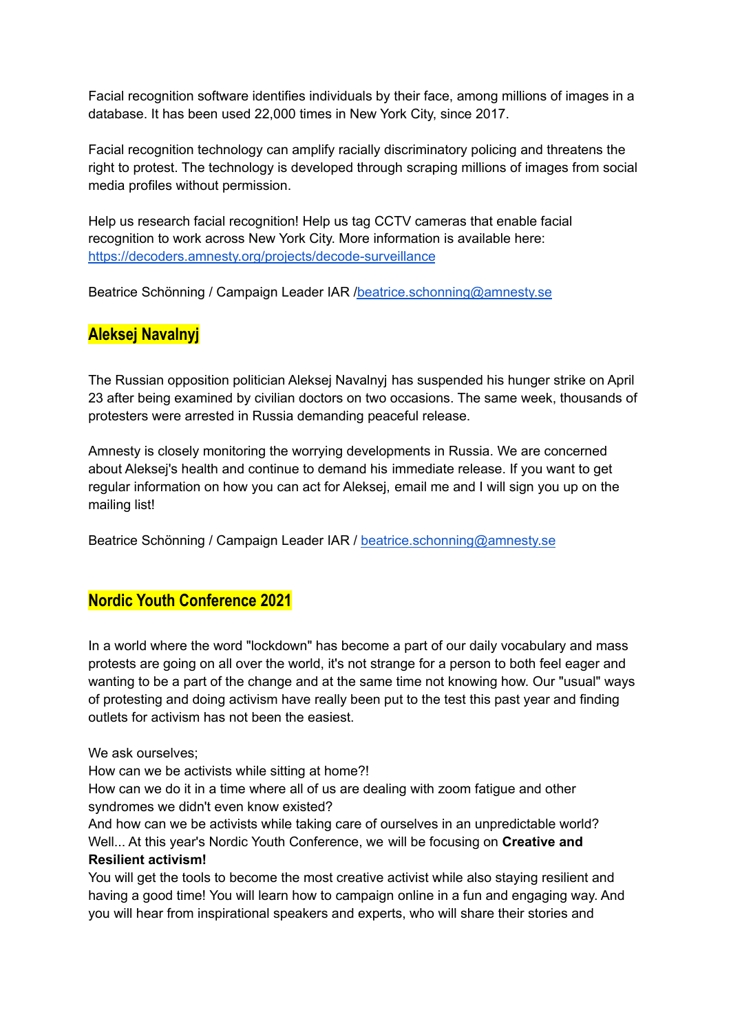Facial recognition software identifies individuals by their face, among millions of images in a database. It has been used 22,000 times in New York City, since 2017.

Facial recognition technology can amplify racially discriminatory policing and threatens the right to protest. The technology is developed through scraping millions of images from social media profiles without permission.

Help us research facial recognition! Help us tag CCTV cameras that enable facial recognition to work across New York City. More information is available here: [https://decoders.amnesty.org/projects/decode-surveillance](https://decoders.amnesty.org/projects/decode-surveillance)

Beatrice Schönning / Campaign Leader IAR /[beatrice.schonning@amnesty.se](mailto:beatrice.schonning@amnesty.se)

## Aleksej Navalnyj

The Russian opposition politician Aleksej Navalnyj has suspended his hunger strike on April 23 after being examined by civilian doctors on two occasions. The same week, thousands of protesters were arrested in Russia demanding peaceful release.

Amnesty is closely monitoring the worrying developments in Russia. We are concerned about Aleksej's health and continue to demand his immediate release. If you want to get regular information on how you can act for Aleksej, email me and I will sign you up on the mailing list!

Beatrice Schönning / Campaign Leader IAR / [beatrice.schonning@amnesty.se](mailto:beatrice.schonning@amnesty.se)

## Nordic Youth Conference 2021

In a world where the word "lockdown" has become a part of our daily vocabulary and mass protests are going on all over the world, it's not strange for a person to both feel eager and wanting to be a part of the change and at the same time not knowing how. Our "usual" ways of protesting and doing activism have really been put to the test this past year and finding outlets for activism has not been the easiest.

We ask ourselves;
How can we be activists while sitting at home?!
How can we do it in a time where all of us are dealing with zoom fatigue and other syndromes we didn't even know existed?
And how can we be activists while taking care of ourselves in an unpredictable world?
Well... At this year's Nordic Youth Conference, we will be focusing on **Creative and Resilient activism!**
You will get the tools to become the most creative activist while also staying resilient and having a good time! You will learn how to campaign online in a fun and engaging way. And you will hear from inspirational speakers and experts, who will share their stories and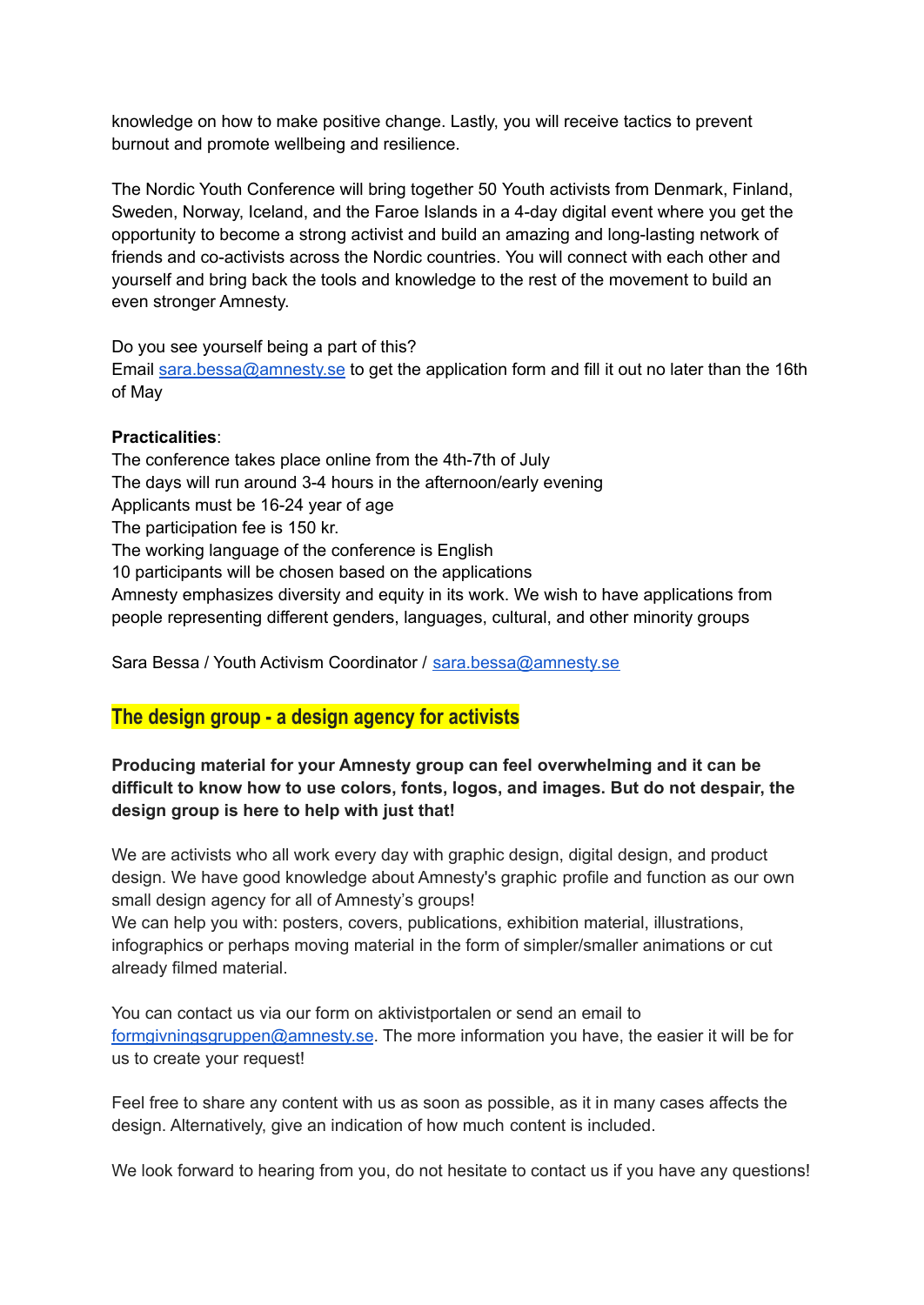knowledge on how to make positive change. Lastly, you will receive tactics to prevent burnout and promote wellbeing and resilience.

The Nordic Youth Conference will bring together 50 Youth activists from Denmark, Finland, Sweden, Norway, Iceland, and the Faroe Islands in a 4-day digital event where you get the opportunity to become a strong activist and build an amazing and long-lasting network of friends and co-activists across the Nordic countries. You will connect with each other and yourself and bring back the tools and knowledge to the rest of the movement to build an even stronger Amnesty.

Do you see yourself being a part of this?
Email [sara.bessa@amnesty.se](mailto:sara.bessa@amnesty.se) to get the application form and fill it out no later than the 16th of May

**Practicalities**:
The conference takes place online from the 4th-7th of July
The days will run around 3-4 hours in the afternoon/early evening
Applicants must be 16-24 year of age
The participation fee is 150 kr.
The working language of the conference is English
10 participants will be chosen based on the applications
Amnesty emphasizes diversity and equity in its work. We wish to have applications from people representing different genders, languages, cultural, and other minority groups

Sara Bessa / Youth Activism Coordinator / [sara.bessa@amnesty.se](mailto:sara.bessa@amnesty.se)

## The design group - a design agency for activists

**Producing material for your Amnesty group can feel overwhelming and it can be difficult to know how to use colors, fonts, logos, and images. But do not despair, the design group is here to help with just that!**

We are activists who all work every day with graphic design, digital design, and product design. We have good knowledge about Amnesty's graphic profile and function as our own small design agency for all of Amnesty's groups!
We can help you with: posters, covers, publications, exhibition material, illustrations, infographics or perhaps moving material in the form of simpler/smaller animations or cut already filmed material.

You can contact us via our form on aktivistportalen or send an email to [formgivningsgruppen@amnesty.se](mailto:formgivningsgruppen@amnesty.se). The more information you have, the easier it will be for us to create your request!

Feel free to share any content with us as soon as possible, as it in many cases affects the design. Alternatively, give an indication of how much content is included.

We look forward to hearing from you, do not hesitate to contact us if you have any questions!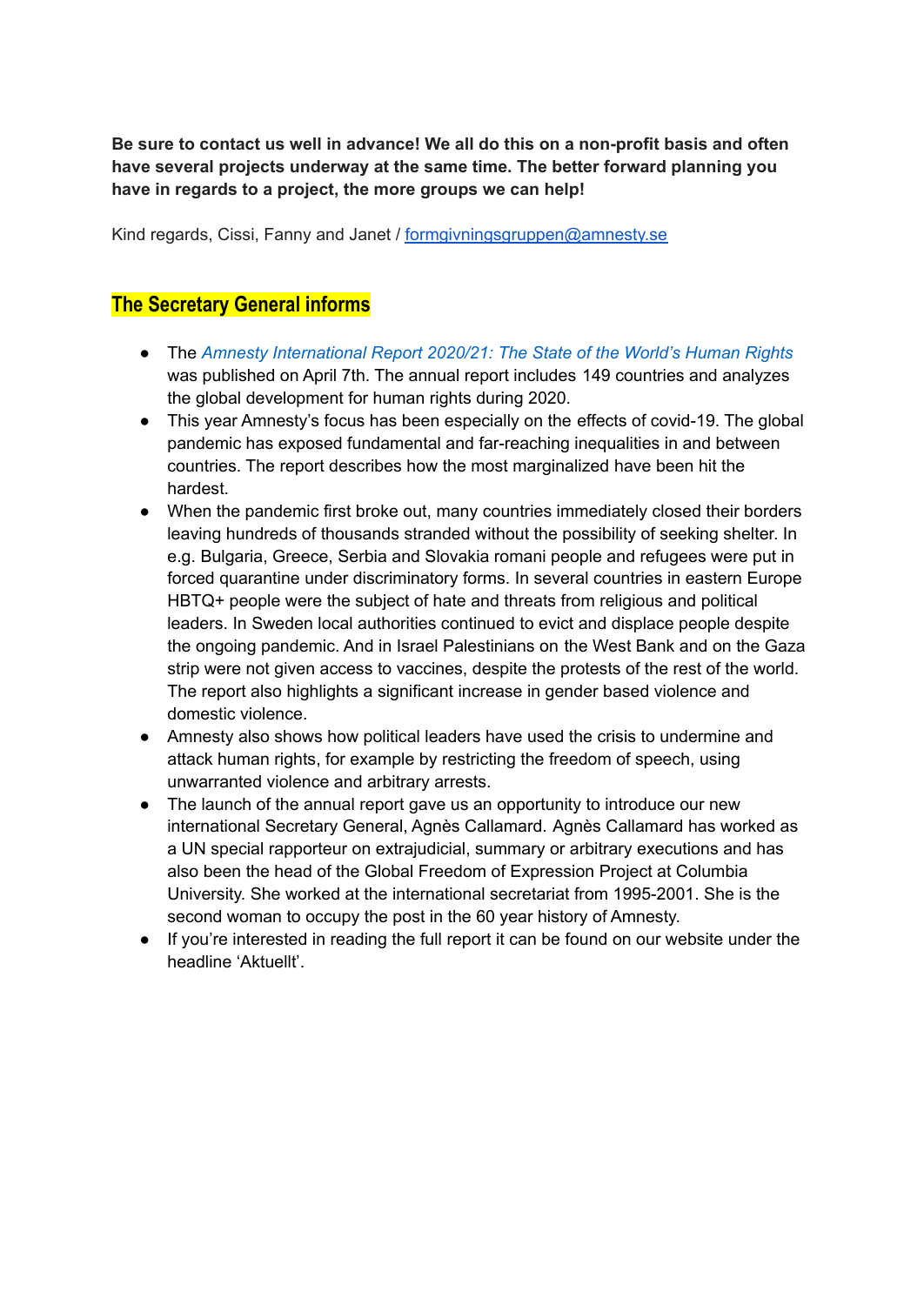**Be sure to contact us well in advance! We all do this on a non-profit basis and often have several projects underway at the same time. The better forward planning you have in regards to a project, the more groups we can help!**

Kind regards, Cissi, Fanny and Janet / formgivningsgruppen@amnesty.se

## The Secretary General informs

- The *Amnesty International Report 2020/21: The State of the World's Human Rights* was published on April 7th. The annual report includes 149 countries and analyzes the global development for human rights during 2020.
- This year Amnesty's focus has been especially on the effects of covid-19. The global pandemic has exposed fundamental and far-reaching inequalities in and between countries. The report describes how the most marginalized have been hit the hardest.
- When the pandemic first broke out, many countries immediately closed their borders leaving hundreds of thousands stranded without the possibility of seeking shelter. In e.g. Bulgaria, Greece, Serbia and Slovakia romani people and refugees were put in forced quarantine under discriminatory forms. In several countries in eastern Europe HBTQ+ people were the subject of hate and threats from religious and political leaders. In Sweden local authorities continued to evict and displace people despite the ongoing pandemic. And in Israel Palestinians on the West Bank and on the Gaza strip were not given access to vaccines, despite the protests of the rest of the world. The report also highlights a significant increase in gender based violence and domestic violence.
- Amnesty also shows how political leaders have used the crisis to undermine and attack human rights, for example by restricting the freedom of speech, using unwarranted violence and arbitrary arrests.
- The launch of the annual report gave us an opportunity to introduce our new international Secretary General, Agnès Callamard. Agnès Callamard has worked as a UN special rapporteur on extrajudicial, summary or arbitrary executions and has also been the head of the Global Freedom of Expression Project at Columbia University. She worked at the international secretariat from 1995-2001. She is the second woman to occupy the post in the 60 year history of Amnesty.
- If you're interested in reading the full report it can be found on our website under the headline 'Aktuellt'.